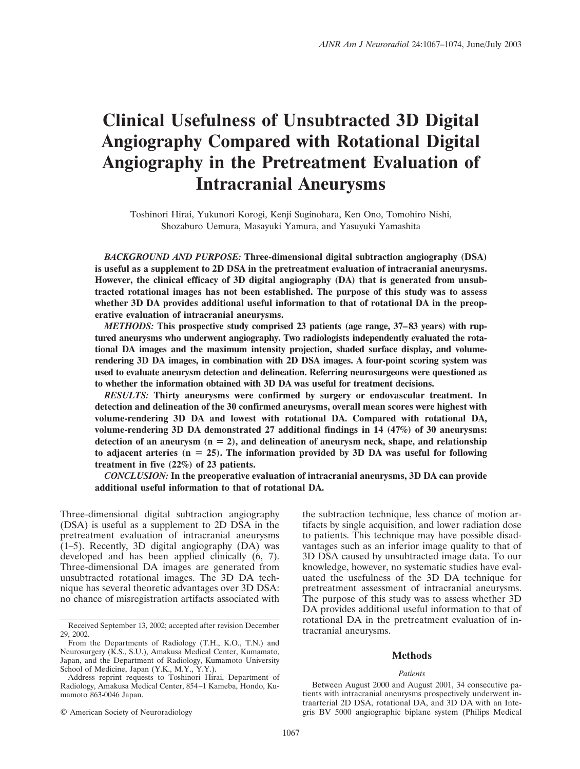# Clinical Usefulness of Unsubtracted 3D Digital Angiography Compared with Rotational Digital Angiography in the Pretreatment Evaluation of Intracranial Aneurysms

Toshinori Hirai, Yukunori Korogi, Kenji Suginohara, Ken Ono, Tomohiro Nishi, Shozaburo Uemura, Masayuki Yamura, and Yasuyuki Yamashita

***BACKGROUND AND PURPOSE:*** **Three-dimensional digital subtraction angiography (DSA) is useful as a supplement to 2D DSA in the pretreatment evaluation of intracranial aneurysms. However, the clinical efficacy of 3D digital angiography (DA) that is generated from unsubtracted rotational images has not been established. The purpose of this study was to assess whether 3D DA provides additional useful information to that of rotational DA in the preoperative evaluation of intracranial aneurysms.**

***METHODS:*** **This prospective study comprised 23 patients (age range, 37–83 years) with ruptured aneurysms who underwent angiography. Two radiologists independently evaluated the rotational DA images and the maximum intensity projection, shaded surface display, and volume-rendering 3D DA images, in combination with 2D DSA images. A four-point scoring system was used to evaluate aneurysm detection and delineation. Referring neurosurgeons were questioned as to whether the information obtained with 3D DA was useful for treatment decisions.**

***RESULTS:*** **Thirty aneurysms were confirmed by surgery or endovascular treatment. In detection and delineation of the 30 confirmed aneurysms, overall mean scores were highest with volume-rendering 3D DA and lowest with rotational DA. Compared with rotational DA, volume-rendering 3D DA demonstrated 27 additional findings in 14 (47%) of 30 aneurysms: detection of an aneurysm (n = 2), and delineation of aneurysm neck, shape, and relationship to adjacent arteries (n = 25). The information provided by 3D DA was useful for following treatment in five (22%) of 23 patients.**

***CONCLUSION:*** **In the preoperative evaluation of intracranial aneurysms, 3D DA can provide additional useful information to that of rotational DA.**

Three-dimensional digital subtraction angiography (DSA) is useful as a supplement to 2D DSA in the pretreatment evaluation of intracranial aneurysms (1–5). Recently, 3D digital angiography (DA) was developed and has been applied clinically (6, 7). Three-dimensional DA images are generated from unsubtracted rotational images. The 3D DA technique has several theoretic advantages over 3D DSA: no chance of misregistration artifacts associated with the subtraction technique, less chance of motion artifacts by single acquisition, and lower radiation dose to patients. This technique may have possible disadvantages such as an inferior image quality to that of 3D DSA caused by unsubtracted image data. To our knowledge, however, no systematic studies have evaluated the usefulness of the 3D DA technique for pretreatment assessment of intracranial aneurysms. The purpose of this study was to assess whether 3D DA provides additional useful information to that of rotational DA in the pretreatment evaluation of intracranial aneurysms.

Received September 13, 2002; accepted after revision December 29, 2002.

From the Departments of Radiology (T.H., K.O., T.N.) and Neurosurgery (K.S., S.U.), Amakusa Medical Center, Kumamato, Japan, and the Department of Radiology, Kumamoto University School of Medicine, Japan (Y.K., M.Y., Y.Y.).

Address reprint requests to Toshinori Hirai, Department of Radiology, Amakusa Medical Center, 854–1 Kameba, Hondo, Kumamoto 863-0046 Japan.

© American Society of Neuroradiology

## Methods

### *Patients*

Between August 2000 and August 2001, 34 consecutive patients with intracranial aneurysms prospectively underwent intraarterial 2D DSA, rotational DA, and 3D DA with an Integris BV 5000 angiographic biplane system (Philips Medical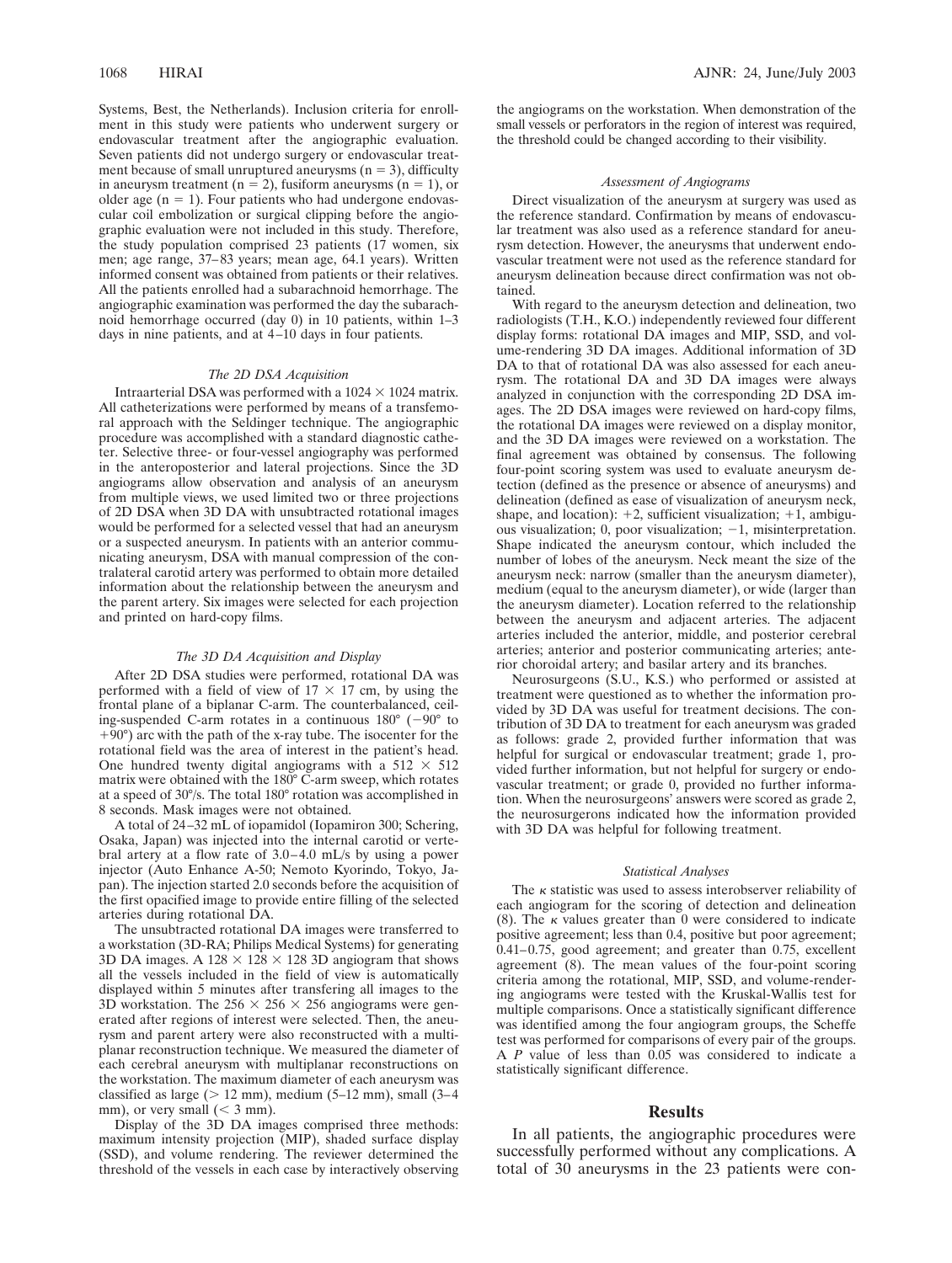Systems, Best, the Netherlands). Inclusion criteria for enrollment in this study were patients who underwent surgery or endovascular treatment after the angiographic evaluation. Seven patients did not undergo surgery or endovascular treatment because of small unruptured aneurysms ($n = 3$), difficulty in aneurysm treatment ($n = 2$), fusiform aneurysms ($n = 1$), or older age ($n = 1$). Four patients who had undergone endovascular coil embolization or surgical clipping before the angiographic evaluation were not included in this study. Therefore, the study population comprised 23 patients (17 women, six men; age range, 37–83 years; mean age, 64.1 years). Written informed consent was obtained from patients or their relatives. All the patients enrolled had a subarachnoid hemorrhage. The angiographic examination was performed the day the subarachnoid hemorrhage occurred (day 0) in 10 patients, within 1–3 days in nine patients, and at 4–10 days in four patients.

### *The 2D DSA Acquisition*

Intraarterial DSA was performed with a $1024 \times 1024$ matrix. All catheterizations were performed by means of a transfemoral approach with the Seldinger technique. The angiographic procedure was accomplished with a standard diagnostic catheter. Selective three- or four-vessel angiography was performed in the anteroposterior and lateral projections. Since the 3D angiograms allow observation and analysis of an aneurysm from multiple views, we used limited two or three projections of 2D DSA when 3D DA with unsubtracted rotational images would be performed for a selected vessel that had an aneurysm or a suspected aneurysm. In patients with an anterior communicating aneurysm, DSA with manual compression of the contralateral carotid artery was performed to obtain more detailed information about the relationship between the aneurysm and the parent artery. Six images were selected for each projection and printed on hard-copy films.

### *The 3D DA Acquisition and Display*

After 2D DSA studies were performed, rotational DA was performed with a field of view of $17 \times 17$ cm, by using the frontal plane of a biplanar C-arm. The counterbalanced, ceiling-suspended C-arm rotates in a continuous 180° (−90° to +90°) arc with the path of the x-ray tube. The isocenter for the rotational field was the area of interest in the patient's head. One hundred twenty digital angiograms with a $512 \times 512$ matrix were obtained with the 180° C-arm sweep, which rotates at a speed of 30°/s. The total 180° rotation was accomplished in 8 seconds. Mask images were not obtained.

A total of 24–32 mL of iopamidol (Iopamiron 300; Schering, Osaka, Japan) was injected into the internal carotid or vertebral artery at a flow rate of 3.0–4.0 mL/s by using a power injector (Auto Enhance A-50; Nemoto Kyorindo, Tokyo, Japan). The injection started 2.0 seconds before the acquisition of the first opacified image to provide entire filling of the selected arteries during rotational DA.

The unsubtracted rotational DA images were transferred to a workstation (3D-RA; Philips Medical Systems) for generating 3D DA images. A $128 \times 128 \times 128$ 3D angiogram that shows all the vessels included in the field of view is automatically displayed within 5 minutes after transfering all images to the 3D workstation. The $256 \times 256 \times 256$ angiograms were generated after regions of interest were selected. Then, the aneurysm and parent artery were also reconstructed with a multiplanar reconstruction technique. We measured the diameter of each cerebral aneurysm with multiplanar reconstructions on the workstation. The maximum diameter of each aneurysm was classified as large (> 12 mm), medium (5–12 mm), small (3–4 mm), or very small (< 3 mm).

Display of the 3D DA images comprised three methods: maximum intensity projection (MIP), shaded surface display (SSD), and volume rendering. The reviewer determined the threshold of the vessels in each case by interactively observing the angiograms on the workstation. When demonstration of the small vessels or perforators in the region of interest was required, the threshold could be changed according to their visibility.

### *Assessment of Angiograms*

Direct visualization of the aneurysm at surgery was used as the reference standard. Confirmation by means of endovascular treatment was also used as a reference standard for aneurysm detection. However, the aneurysms that underwent endovascular treatment were not used as the reference standard for aneurysm delineation because direct confirmation was not obtained.

With regard to the aneurysm detection and delineation, two radiologists (T.H., K.O.) independently reviewed four different display forms: rotational DA images and MIP, SSD, and volume-rendering 3D DA images. Additional information of 3D DA to that of rotational DA was also assessed for each aneurysm. The rotational DA and 3D DA images were always analyzed in conjunction with the corresponding 2D DSA images. The 2D DSA images were reviewed on hard-copy films, the rotational DA images were reviewed on a display monitor, and the 3D DA images were reviewed on a workstation. The final agreement was obtained by consensus. The following four-point scoring system was used to evaluate aneurysm detection (defined as the presence or absence of aneurysms) and delineation (defined as ease of visualization of aneurysm neck, shape, and location): +2, sufficient visualization; +1, ambiguous visualization; 0, poor visualization; −1, misinterpretation. Shape indicated the aneurysm contour, which included the number of lobes of the aneurysm. Neck meant the size of the aneurysm neck: narrow (smaller than the aneurysm diameter), medium (equal to the aneurysm diameter), or wide (larger than the aneurysm diameter). Location referred to the relationship between the aneurysm and adjacent arteries. The adjacent arteries included the anterior, middle, and posterior cerebral arteries; anterior and posterior communicating arteries; anterior choroidal artery; and basilar artery and its branches.

Neurosurgeons (S.U., K.S.) who performed or assisted at treatment were questioned as to whether the information provided by 3D DA was useful for treatment decisions. The contribution of 3D DA to treatment for each aneurysm was graded as follows: grade 2, provided further information that was helpful for surgical or endovascular treatment; grade 1, provided further information, but not helpful for surgery or endovascular treatment; or grade 0, provided no further information. When the neurosurgeons' answers were scored as grade 2, the neurosurgerons indicated how the information provided with 3D DA was helpful for following treatment.

### *Statistical Analyses*

The $\kappa$ statistic was used to assess interobserver reliability of each angiogram for the scoring of detection and delineation (8). The $\kappa$ values greater than 0 were considered to indicate positive agreement; less than 0.4, positive but poor agreement; 0.41–0.75, good agreement; and greater than 0.75, excellent agreement (8). The mean values of the four-point scoring criteria among the rotational, MIP, SSD, and volume-rendering angiograms were tested with the Kruskal-Wallis test for multiple comparisons. Once a statistically significant difference was identified among the four angiogram groups, the Scheffe test was performed for comparisons of every pair of the groups. A $P$ value of less than 0.05 was considered to indicate a statistically significant difference.

## Results

In all patients, the angiographic procedures were successfully performed without any complications. A total of 30 aneurysms in the 23 patients were con-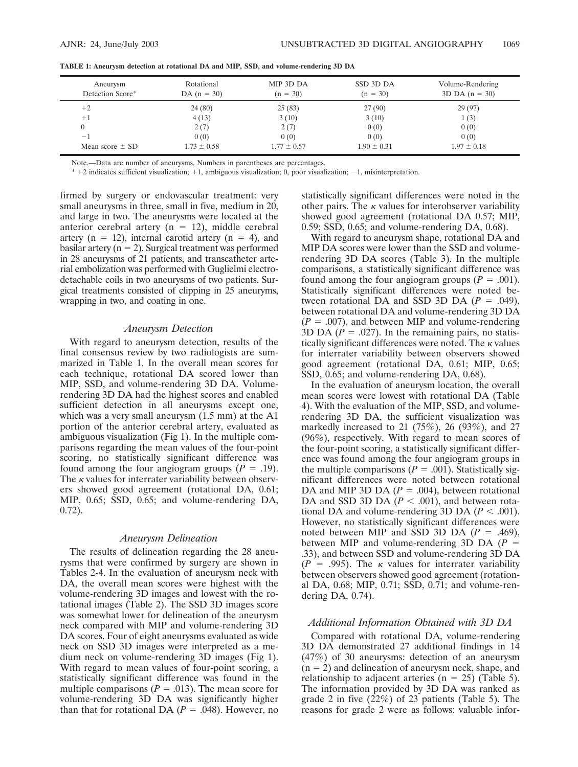**TABLE 1: Aneurysm detection at rotational DA and MIP, SSD, and volume-rendering 3D DA**

| Aneurysm Detection Score* | Rotational DA (n = 30) | MIP 3D DA (n = 30) | SSD 3D DA (n = 30) | Volume-Rendering 3D DA (n = 30) |
|---|---|---|---|---|
| +2 | 24 (80) | 25 (83) | 27 (90) | 29 (97) |
| +1 | 4 (13) | 3 (10) | 3 (10) | 1 (3) |
| 0 | 2 (7) | 2 (7) | 0 (0) | 0 (0) |
| −1 | 0 (0) | 0 (0) | 0 (0) | 0 (0) |
| Mean score ± SD | 1.73 ± 0.58 | 1.77 ± 0.57 | 1.90 ± 0.31 | 1.97 ± 0.18 |

Note.—Data are number of aneurysms. Numbers in parentheses are percentages.

* +2 indicates sufficient visualization; +1, ambiguous visualization; 0, poor visualization; −1, misinterpretation.

firmed by surgery or endovascular treatment: very small aneurysms in three, small in five, medium in 20, and large in two. The aneurysms were located at the anterior cerebral artery (n = 12), middle cerebral artery (n = 12), internal carotid artery (n = 4), and basilar artery (n = 2). Surgical treatment was performed in 28 aneurysms of 21 patients, and transcatheter arterial embolization was performed with Guglielmi electrodetachable coils in two aneurysms of two patients. Surgical treatments consisted of clipping in 25 aneurysms, wrapping in two, and coating in one.

### *Aneurysm Detection*

With regard to aneurysm detection, results of the final consensus review by two radiologists are summarized in Table 1. In the overall mean scores for each technique, rotational DA scored lower than MIP, SSD, and volume-rendering 3D DA. Volume-rendering 3D DA had the highest scores and enabled sufficient detection in all aneurysms except one, which was a very small aneurysm (1.5 mm) at the A1 portion of the anterior cerebral artery, evaluated as ambiguous visualization (Fig 1). In the multiple comparisons regarding the mean values of the four-point scoring, no statistically significant difference was found among the four angiogram groups ($P$ = .19). The $\kappa$ values for interrater variability between observers showed good agreement (rotational DA, 0.61; MIP, 0.65; SSD, 0.65; and volume-rendering DA, 0.72).

### *Aneurysm Delineation*

The results of delineation regarding the 28 aneurysms that were confirmed by surgery are shown in Tables 2-4. In the evaluation of aneurysm neck with DA, the overall mean scores were highest with the volume-rendering 3D images and lowest with the rotational images (Table 2). The SSD 3D images score was somewhat lower for delineation of the aneurysm neck compared with MIP and volume-rendering 3D DA scores. Four of eight aneurysms evaluated as wide neck on SSD 3D images were interpreted as a medium neck on volume-rendering 3D images (Fig 1). With regard to mean values of four-point scoring, a statistically significant difference was found in the multiple comparisons ($P$ = .013). The mean score for volume-rendering 3D DA was significantly higher than that for rotational DA ($P$ = .048). However, no statistically significant differences were noted in the other pairs. The $\kappa$ values for interobserver variability showed good agreement (rotational DA 0.57; MIP, 0.59; SSD, 0.65; and volume-rendering DA, 0.68).

With regard to aneurysm shape, rotational DA and MIP DA scores were lower than the SSD and volume-rendering 3D DA scores (Table 3). In the multiple comparisons, a statistically significant difference was found among the four angiogram groups ($P$ = .001). Statistically significant differences were noted between rotational DA and SSD 3D DA ($P$ = .049), between rotational DA and volume-rendering 3D DA ($P$ = .007), and between MIP and volume-rendering 3D DA ($P$ = .027). In the remaining pairs, no statistically significant differences were noted. The $\kappa$ values for interrater variability between observers showed good agreement (rotational DA, 0.61; MIP, 0.65; SSD, 0.65; and volume-rendering DA, 0.68).

In the evaluation of aneurysm location, the overall mean scores were lowest with rotational DA (Table 4). With the evaluation of the MIP, SSD, and volume-rendering 3D DA, the sufficient visualization was markedly increased to 21 (75%), 26 (93%), and 27 (96%), respectively. With regard to mean scores of the four-point scoring, a statistically significant difference was found among the four angiogram groups in the multiple comparisons ($P$ = .001). Statistically significant differences were noted between rotational DA and MIP 3D DA ($P$ = .004), between rotational DA and SSD 3D DA ($P$ < .001), and between rotational DA and volume-rendering 3D DA ($P$ < .001). However, no statistically significant differences were noted between MIP and SSD 3D DA ($P$ = .469), between MIP and volume-rendering 3D DA ($P$ = .33), and between SSD and volume-rendering 3D DA ($P$ = .995). The $\kappa$ values for interrater variability between observers showed good agreement (rotational DA, 0.68; MIP, 0.71; SSD, 0.71; and volume-rendering DA, 0.74).

### *Additional Information Obtained with 3D DA*

Compared with rotational DA, volume-rendering 3D DA demonstrated 27 additional findings in 14 (47%) of 30 aneurysms: detection of an aneurysm (n = 2) and delineation of aneurysm neck, shape, and relationship to adjacent arteries (n = 25) (Table 5). The information provided by 3D DA was ranked as grade 2 in five (22%) of 23 patients (Table 5). The reasons for grade 2 were as follows: valuable infor-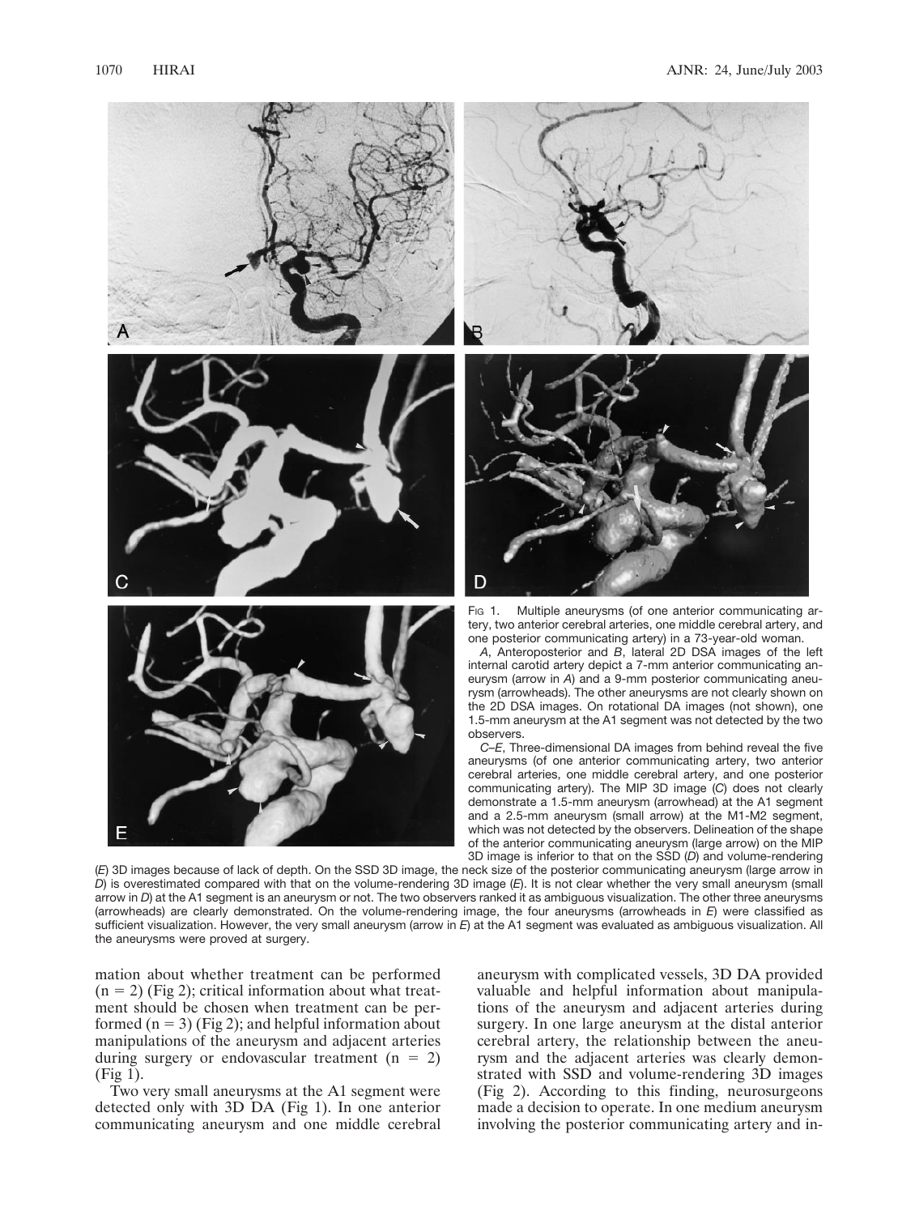Fig 1. Multiple aneurysms (of one anterior communicating artery, two anterior cerebral arteries, one middle cerebral artery, and one posterior communicating artery) in a 73-year-old woman.

*A*, Anteroposterior and *B*, lateral 2D DSA images of the left internal carotid artery depict a 7-mm anterior communicating aneurysm (arrow in *A*) and a 9-mm posterior communicating aneurysm (arrowheads). The other aneurysms are not clearly shown on the 2D DSA images. On rotational DA images (not shown), one 1.5-mm aneurysm at the A1 segment was not detected by the two observers.

*C–E*, Three-dimensional DA images from behind reveal the five aneurysms (of one anterior communicating artery, two anterior cerebral arteries, one middle cerebral artery, and one posterior communicating artery). The MIP 3D image (*C*) does not clearly demonstrate a 1.5-mm aneurysm (arrowhead) at the A1 segment and a 2.5-mm aneurysm (small arrow) at the M1-M2 segment, which was not detected by the observers. Delineation of the shape of the anterior communicating aneurysm (large arrow) on the MIP 3D image is inferior to that on the SSD (*D*) and volume-rendering (*E*) 3D images because of lack of depth. On the SSD 3D image, the neck size of the posterior communicating aneurysm (large arrow in *D*) is overestimated compared with that on the volume-rendering 3D image (*E*). It is not clear whether the very small aneurysm (small arrow in *D*) at the A1 segment is an aneurysm or not. The two observers ranked it as ambiguous visualization. The other three aneurysms (arrowheads) are clearly demonstrated. On the volume-rendering image, the four aneurysms (arrowheads in *E*) were classified as sufficient visualization. However, the very small aneurysm (arrow in *E*) at the A1 segment was evaluated as ambiguous visualization. All the aneurysms were proved at surgery.

mation about whether treatment can be performed (n = 2) (Fig 2); critical information about what treatment should be chosen when treatment can be performed (n = 3) (Fig 2); and helpful information about manipulations of the aneurysm and adjacent arteries during surgery or endovascular treatment (n = 2) (Fig 1).

Two very small aneurysms at the A1 segment were detected only with 3D DA (Fig 1). In one anterior communicating aneurysm and one middle cerebral aneurysm with complicated vessels, 3D DA provided valuable and helpful information about manipulations of the aneurysm and adjacent arteries during surgery. In one large aneurysm at the distal anterior cerebral artery, the relationship between the aneurysm and the adjacent arteries was clearly demonstrated with SSD and volume-rendering 3D images (Fig 2). According to this finding, neurosurgeons made a decision to operate. In one medium aneurysm involving the posterior communicating artery and in-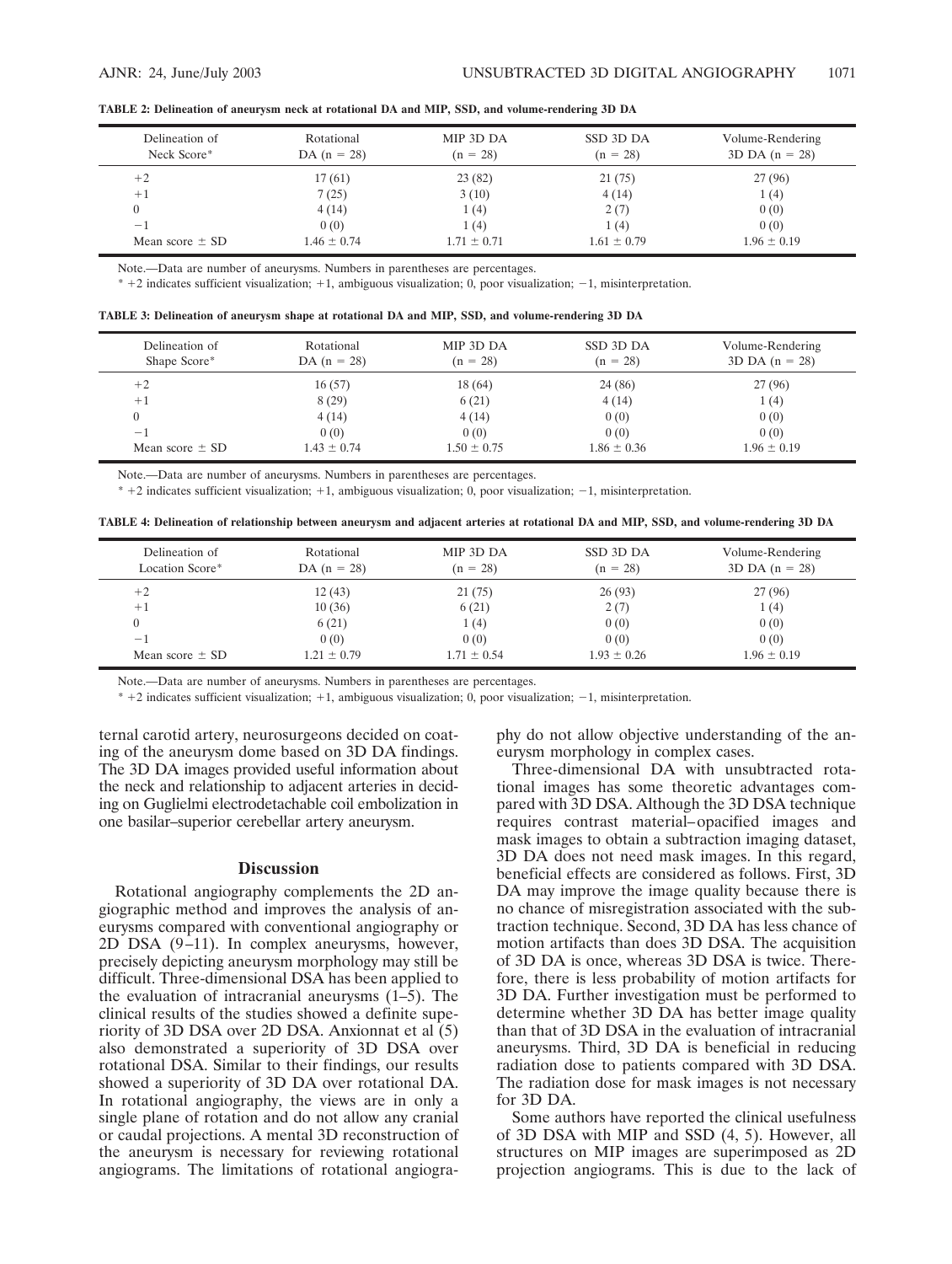**TABLE 2: Delineation of aneurysm neck at rotational DA and MIP, SSD, and volume-rendering 3D DA**

| Delineation of Neck Score* | Rotational DA (n = 28) | MIP 3D DA (n = 28) | SSD 3D DA (n = 28) | Volume-Rendering 3D DA (n = 28) |
|---|---|---|---|---|
| +2 | 17 (61) | 23 (82) | 21 (75) | 27 (96) |
| +1 | 7 (25) | 3 (10) | 4 (14) | 1 (4) |
| 0 | 4 (14) | 1 (4) | 2 (7) | 0 (0) |
| −1 | 0 (0) | 1 (4) | 1 (4) | 0 (0) |
| Mean score ± SD | 1.46 ± 0.74 | 1.71 ± 0.71 | 1.61 ± 0.79 | 1.96 ± 0.19 |

Note.—Data are number of aneurysms. Numbers in parentheses are percentages.

* +2 indicates sufficient visualization; +1, ambiguous visualization; 0, poor visualization; −1, misinterpretation.

**TABLE 3: Delineation of aneurysm shape at rotational DA and MIP, SSD, and volume-rendering 3D DA**

| Delineation of Shape Score* | Rotational DA (n = 28) | MIP 3D DA (n = 28) | SSD 3D DA (n = 28) | Volume-Rendering 3D DA (n = 28) |
|---|---|---|---|---|
| +2 | 16 (57) | 18 (64) | 24 (86) | 27 (96) |
| +1 | 8 (29) | 6 (21) | 4 (14) | 1 (4) |
| 0 | 4 (14) | 4 (14) | 0 (0) | 0 (0) |
| −1 | 0 (0) | 0 (0) | 0 (0) | 0 (0) |
| Mean score ± SD | 1.43 ± 0.74 | 1.50 ± 0.75 | 1.86 ± 0.36 | 1.96 ± 0.19 |

Note.—Data are number of aneurysms. Numbers in parentheses are percentages.

* +2 indicates sufficient visualization; +1, ambiguous visualization; 0, poor visualization; −1, misinterpretation.

**TABLE 4: Delineation of relationship between aneurysm and adjacent arteries at rotational DA and MIP, SSD, and volume-rendering 3D DA**

| Delineation of Location Score* | Rotational DA (n = 28) | MIP 3D DA (n = 28) | SSD 3D DA (n = 28) | Volume-Rendering 3D DA (n = 28) |
|---|---|---|---|---|
| +2 | 12 (43) | 21 (75) | 26 (93) | 27 (96) |
| +1 | 10 (36) | 6 (21) | 2 (7) | 1 (4) |
| 0 | 6 (21) | 1 (4) | 0 (0) | 0 (0) |
| −1 | 0 (0) | 0 (0) | 0 (0) | 0 (0) |
| Mean score ± SD | 1.21 ± 0.79 | 1.71 ± 0.54 | 1.93 ± 0.26 | 1.96 ± 0.19 |

Note.—Data are number of aneurysms. Numbers in parentheses are percentages.

* +2 indicates sufficient visualization; +1, ambiguous visualization; 0, poor visualization; −1, misinterpretation.

ternal carotid artery, neurosurgeons decided on coating of the aneurysm dome based on 3D DA findings. The 3D DA images provided useful information about the neck and relationship to adjacent arteries in deciding on Guglielmi electrodetachable coil embolization in one basilar–superior cerebellar artery aneurysm.

## Discussion

Rotational angiography complements the 2D angiographic method and improves the analysis of aneurysms compared with conventional angiography or 2D DSA (9–11). In complex aneurysms, however, precisely depicting aneurysm morphology may still be difficult. Three-dimensional DSA has been applied to the evaluation of intracranial aneurysms (1–5). The clinical results of the studies showed a definite superiority of 3D DSA over 2D DSA. Anxionnat et al (5) also demonstrated a superiority of 3D DSA over rotational DSA. Similar to their findings, our results showed a superiority of 3D DA over rotational DA. In rotational angiography, the views are in only a single plane of rotation and do not allow any cranial or caudal projections. A mental 3D reconstruction of the aneurysm is necessary for reviewing rotational angiograms. The limitations of rotational angiography do not allow objective understanding of the aneurysm morphology in complex cases.

Three-dimensional DA with unsubtracted rotational images has some theoretic advantages compared with 3D DSA. Although the 3D DSA technique requires contrast material–opacified images and mask images to obtain a subtraction imaging dataset, 3D DA does not need mask images. In this regard, beneficial effects are considered as follows. First, 3D DA may improve the image quality because there is no chance of misregistration associated with the subtraction technique. Second, 3D DA has less chance of motion artifacts than does 3D DSA. The acquisition of 3D DA is once, whereas 3D DSA is twice. Therefore, there is less probability of motion artifacts for 3D DA. Further investigation must be performed to determine whether 3D DA has better image quality than that of 3D DSA in the evaluation of intracranial aneurysms. Third, 3D DA is beneficial in reducing radiation dose to patients compared with 3D DSA. The radiation dose for mask images is not necessary for 3D DA.

Some authors have reported the clinical usefulness of 3D DSA with MIP and SSD (4, 5). However, all structures on MIP images are superimposed as 2D projection angiograms. This is due to the lack of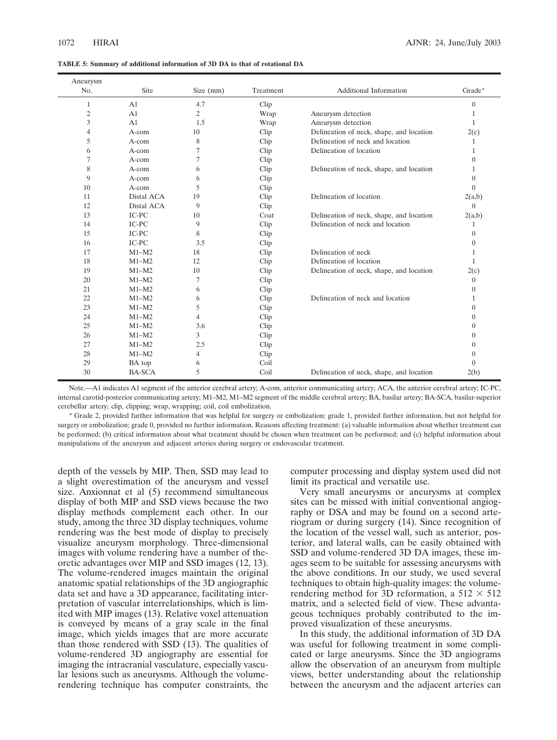**TABLE 5: Summary of additional information of 3D DA to that of rotational DA**

| Aneurysm No. | Site | Size (mm) | Treatment | Additional Information | Grade* |
|---|---|---|---|---|---|
| 1 | A1 | 4.7 | Clip | | 0 |
| 2 | A1 | 2 | Wrap | Aneurysm detection | 1 |
| 3 | A1 | 1.5 | Wrap | Aneurysm detection | 1 |
| 4 | A-com | 10 | Clip | Delineation of neck, shape, and location | 2(c) |
| 5 | A-com | 8 | Clip | Delineation of neck and location | 1 |
| 6 | A-com | 7 | Clip | Delineation of location | 1 |
| 7 | A-com | 7 | Clip | | 0 |
| 8 | A-com | 6 | Clip | Delineation of neck, shape, and location | 1 |
| 9 | A-com | 6 | Clip | | 0 |
| 10 | A-com | 5 | Clip | | 0 |
| 11 | Distal ACA | 19 | Clip | Delineation of location | 2(a,b) |
| 12 | Distal ACA | 9 | Clip | | 0 |
| 13 | IC-PC | 10 | Coat | Delineation of neck, shape, and location | 2(a,b) |
| 14 | IC-PC | 9 | Clip | Delineation of neck and location | 1 |
| 15 | IC-PC | 8 | Clip | | 0 |
| 16 | IC-PC | 3.5 | Clip | | 0 |
| 17 | M1–M2 | 18 | Clip | Delineation of neck | 1 |
| 18 | M1–M2 | 12 | Clip | Delineation of location | 1 |
| 19 | M1–M2 | 10 | Clip | Delineation of neck, shape, and location | 2(c) |
| 20 | M1–M2 | 7 | Clip | | 0 |
| 21 | M1–M2 | 6 | Clip | | 0 |
| 22 | M1–M2 | 6 | Clip | Delineation of neck and location | 1 |
| 23 | M1–M2 | 5 | Clip | | 0 |
| 24 | M1–M2 | 4 | Clip | | 0 |
| 25 | M1–M2 | 3.6 | Clip | | 0 |
| 26 | M1–M2 | 3 | Clip | | 0 |
| 27 | M1–M2 | 2.5 | Clip | | 0 |
| 28 | M1–M2 | 4 | Clip | | 0 |
| 29 | BA top | 6 | Coil | | 0 |
| 30 | BA-SCA | 5 | Coil | Delineation of neck, shape, and location | 2(b) |

Note.—A1 indicates A1 segment of the anterior cerebral artery; A-com, anterior communicating artery; ACA, the anterior cerebral artery; IC-PC, internal carotid-posterior communicating artery; M1–M2, M1–M2 segment of the middle cerebral artery; BA, basilar artery; BA-SCA, basilar-superior cerebellar artery; clip, clipping; wrap, wrapping; coil, coil embolization.

\* Grade 2, provided further information that was helpful for surgery or embolization; grade 1, provided further information, but not helpful for surgery or embolization; grade 0, provided no further information. Reasons affecting treatment: (a) valuable information about whether treatment can be performed; (b) critical information about what treatment should be chosen when treatment can be performed; and (c) helpful information about manipulations of the aneurysm and adjacent arteries during surgery or endovascular treatment.

depth of the vessels by MIP. Then, SSD may lead to a slight overestimation of the aneurysm and vessel size. Anxionnat et al (5) recommend simultaneous display of both MIP and SSD views because the two display methods complement each other. In our study, among the three 3D display techniques, volume rendering was the best mode of display to precisely visualize aneurysm morphology. Three-dimensional images with volume rendering have a number of theoretic advantages over MIP and SSD images (12, 13). The volume-rendered images maintain the original anatomic spatial relationships of the 3D angiographic data set and have a 3D appearance, facilitating interpretation of vascular interrelationships, which is limited with MIP images (13). Relative voxel attenuation is conveyed by means of a gray scale in the final image, which yields images that are more accurate than those rendered with SSD (13). The qualities of volume-rendered 3D angiography are essential for imaging the intracranial vasculature, especially vascular lesions such as aneurysms. Although the volume-rendering technique has computer constraints, the computer processing and display system used did not limit its practical and versatile use.

Very small aneurysms or aneurysms at complex sites can be missed with initial conventional angiography or DSA and may be found on a second arteriogram or during surgery (14). Since recognition of the location of the vessel wall, such as anterior, posterior, and lateral walls, can be easily obtained with SSD and volume-rendered 3D DA images, these images seem to be suitable for assessing aneurysms with the above conditions. In our study, we used several techniques to obtain high-quality images: the volume-rendering method for 3D reformation, a $512 \times 512$ matrix, and a selected field of view. These advantageous techniques probably contributed to the improved visualization of these aneurysms.

In this study, the additional information of 3D DA was useful for following treatment in some complicated or large aneurysms. Since the 3D angiograms allow the observation of an aneurysm from multiple views, better understanding about the relationship between the aneurysm and the adjacent arteries can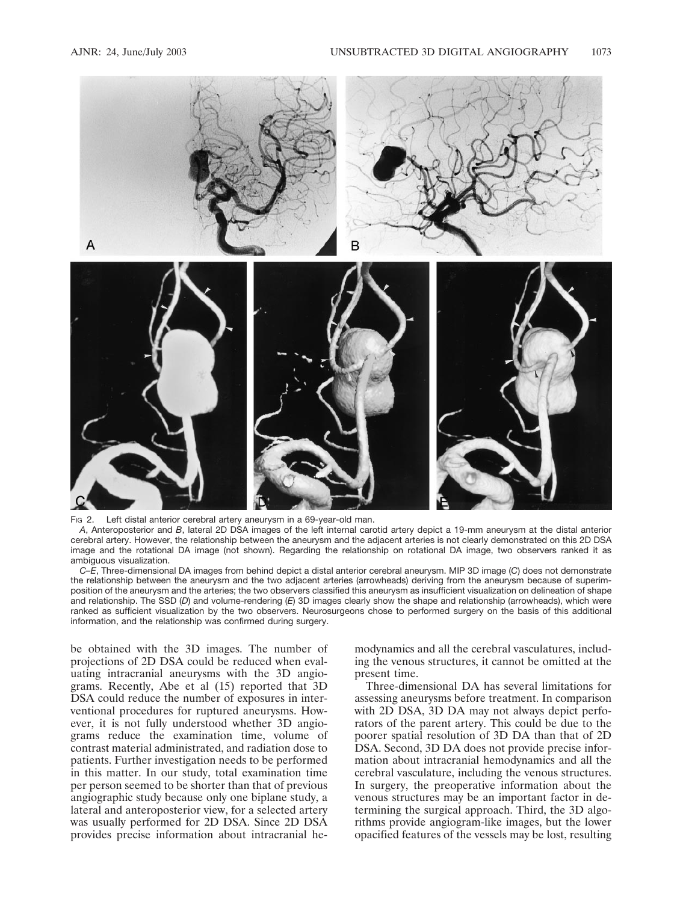Fig 2. Left distal anterior cerebral artery aneurysm in a 69-year-old man.

*A*, Anteroposterior and *B*, lateral 2D DSA images of the left internal carotid artery depict a 19-mm aneurysm at the distal anterior cerebral artery. However, the relationship between the aneurysm and the adjacent arteries is not clearly demonstrated on this 2D DSA image and the rotational DA image (not shown). Regarding the relationship on rotational DA image, two observers ranked it as ambiguous visualization.

*C–E*, Three-dimensional DA images from behind depict a distal anterior cerebral aneurysm. MIP 3D image (*C*) does not demonstrate the relationship between the aneurysm and the two adjacent arteries (arrowheads) deriving from the aneurysm because of superimposition of the aneurysm and the arteries; the two observers classified this aneurysm as insufficient visualization on delineation of shape and relationship. The SSD (*D*) and volume-rendering (*E*) 3D images clearly show the shape and relationship (arrowheads), which were ranked as sufficient visualization by the two observers. Neurosurgeons chose to performed surgery on the basis of this additional information, and the relationship was confirmed during surgery.

be obtained with the 3D images. The number of projections of 2D DSA could be reduced when evaluating intracranial aneurysms with the 3D angiograms. Recently, Abe et al (15) reported that 3D DSA could reduce the number of exposures in interventional procedures for ruptured aneurysms. However, it is not fully understood whether 3D angiograms reduce the examination time, volume of contrast material administrated, and radiation dose to patients. Further investigation needs to be performed in this matter. In our study, total examination time per person seemed to be shorter than that of previous angiographic study because only one biplane study, a lateral and anteroposterior view, for a selected artery was usually performed for 2D DSA. Since 2D DSA provides precise information about intracranial hemodynamics and all the cerebral vasculatures, including the venous structures, it cannot be omitted at the present time.

Three-dimensional DA has several limitations for assessing aneurysms before treatment. In comparison with 2D DSA, 3D DA may not always depict perforators of the parent artery. This could be due to the poorer spatial resolution of 3D DA than that of 2D DSA. Second, 3D DA does not provide precise information about intracranial hemodynamics and all the cerebral vasculature, including the venous structures. In surgery, the preoperative information about the venous structures may be an important factor in determining the surgical approach. Third, the 3D algorithms provide angiogram-like images, but the lower opacified features of the vessels may be lost, resulting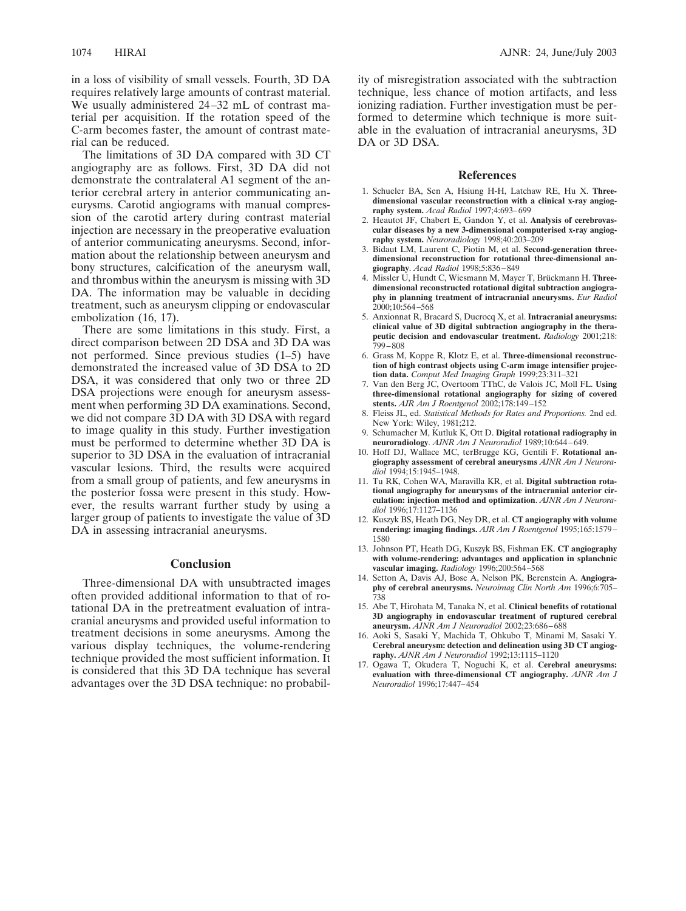in a loss of visibility of small vessels. Fourth, 3D DA requires relatively large amounts of contrast material. We usually administered 24–32 mL of contrast material per acquisition. If the rotation speed of the C-arm becomes faster, the amount of contrast material can be reduced.

The limitations of 3D DA compared with 3D CT angiography are as follows. First, 3D DA did not demonstrate the contralateral A1 segment of the anterior cerebral artery in anterior communicating aneurysms. Carotid angiograms with manual compression of the carotid artery during contrast material injection are necessary in the preoperative evaluation of anterior communicating aneurysms. Second, information about the relationship between aneurysm and bony structures, calcification of the aneurysm wall, and thrombus within the aneurysm is missing with 3D DA. The information may be valuable in deciding treatment, such as aneurysm clipping or endovascular embolization (16, 17).

There are some limitations in this study. First, a direct comparison between 2D DSA and 3D DA was not performed. Since previous studies (1–5) have demonstrated the increased value of 3D DSA to 2D DSA, it was considered that only two or three 2D DSA projections were enough for aneurysm assessment when performing 3D DA examinations. Second, we did not compare 3D DA with 3D DSA with regard to image quality in this study. Further investigation must be performed to determine whether 3D DA is superior to 3D DSA in the evaluation of intracranial vascular lesions. Third, the results were acquired from a small group of patients, and few aneurysms in the posterior fossa were present in this study. However, the results warrant further study by using a larger group of patients to investigate the value of 3D DA in assessing intracranial aneurysms.

## Conclusion

Three-dimensional DA with unsubtracted images often provided additional information to that of rotational DA in the pretreatment evaluation of intracranial aneurysms and provided useful information to treatment decisions in some aneurysms. Among the various display techniques, the volume-rendering technique provided the most sufficient information. It is considered that this 3D DA technique has several advantages over the 3D DSA technique: no probability of misregistration associated with the subtraction technique, less chance of motion artifacts, and less ionizing radiation. Further investigation must be performed to determine which technique is more suitable in the evaluation of intracranial aneurysms, 3D DA or 3D DSA.

## References

1. Schueler BA, Sen A, Hsiung H-H, Latchaw RE, Hu X. **Three-dimensional vascular reconstruction with a clinical x-ray angiography system.** *Acad Radiol* 1997;4:693–699
2. Heautot JF, Chabert E, Gandon Y, et al. **Analysis of cerebrovascular diseases by a new 3-dimensional computerised x-ray angiography system.** *Neuroradiology* 1998;40:203–209
3. Bidaut LM, Laurent C, Piotin M, et al. **Second-generation three-dimensional reconstruction for rotational three-dimensional angiography**. *Acad Radiol* 1998;5:836–849
4. Missler U, Hundt C, Wiesmann M, Mayer T, Brückmann H. **Three-dimensional reconstructed rotational digital subtraction angiography in planning treatment of intracranial aneurysms.** *Eur Radiol* 2000;10:564–568
5. Anxionnat R, Bracard S, Ducrocq X, et al. **Intracranial aneurysms: clinical value of 3D digital subtraction angiography in the therapeutic decision and endovascular treatment.** *Radiology* 2001;218:799–808
6. Grass M, Koppe R, Klotz E, et al. **Three-dimensional reconstruction of high contrast objects using C-arm image intensifier projection data.** *Comput Med Imaging Graph* 1999;23:311–321
7. Van den Berg JC, Overtoom TThC, de Valois JC, Moll FL. **Using three-dimensional rotational angiography for sizing of covered stents.** *AJR Am J Roentgenol* 2002;178:149–152
8. Fleiss JL, ed. *Statistical Methods for Rates and Proportions.* 2nd ed. New York: Wiley, 1981;212.
9. Schumacher M, Kutluk K, Ott D. **Digital rotational radiography in neuroradiology**. *AJNR Am J Neuroradiol* 1989;10:644–649.
10. Hoff DJ, Wallace MC, terBrugge KG, Gentili F. **Rotational angiography assessment of cerebral aneurysms** *AJNR Am J Neuroradiol* 1994;15:1945–1948.
11. Tu RK, Cohen WA, Maravilla KR, et al. **Digital subtraction rotational angiography for aneurysms of the intracranial anterior circulation: injection method and optimization**. *AJNR Am J Neuroradiol* 1996;17:1127–1136
12. Kuszyk BS, Heath DG, Ney DR, et al. **CT angiography with volume rendering: imaging findings.** *AJR Am J Roentgenol* 1995;165:1579–1580
13. Johnson PT, Heath DG, Kuszyk BS, Fishman EK. **CT angiography with volume-rendering: advantages and application in splanchnic vascular imaging.** *Radiology* 1996;200:564–568
14. Setton A, Davis AJ, Bose A, Nelson PK, Berenstein A. **Angiography of cerebral aneurysms.** *Neuroimag Clin North Am* 1996;6:705–738
15. Abe T, Hirohata M, Tanaka N, et al. **Clinical benefits of rotational 3D angiography in endovascular treatment of ruptured cerebral aneurysm.** *AJNR Am J Neuroradiol* 2002;23:686–688
16. Aoki S, Sasaki Y, Machida T, Ohkubo T, Minami M, Sasaki Y. **Cerebral aneurysm: detection and delineation using 3D CT angiography.** *AJNR Am J Neuroradiol* 1992;13:1115–1120
17. Ogawa T, Okudera T, Noguchi K, et al. **Cerebral aneurysms: evaluation with three-dimensional CT angiography.** *AJNR Am J Neuroradiol* 1996;17:447–454